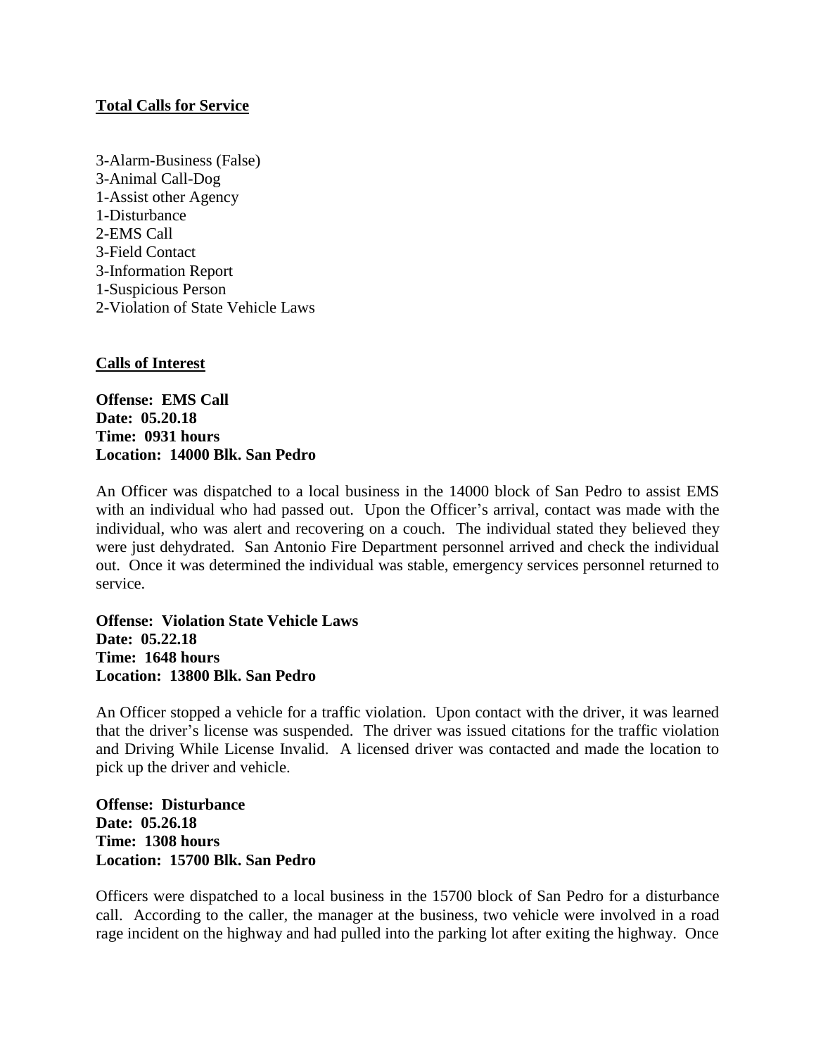**Total Calls for Service**

3-Alarm-Business (False)
3-Animal Call-Dog
1-Assist other Agency
1-Disturbance
2-EMS Call
3-Field Contact
3-Information Report
1-Suspicious Person
2-Violation of State Vehicle Laws

**Calls of Interest**

**Offense: EMS Call**
**Date: 05.20.18**
**Time: 0931 hours**
**Location: 14000 Blk. San Pedro**

An Officer was dispatched to a local business in the 14000 block of San Pedro to assist EMS with an individual who had passed out. Upon the Officer's arrival, contact was made with the individual, who was alert and recovering on a couch. The individual stated they believed they were just dehydrated. San Antonio Fire Department personnel arrived and check the individual out. Once it was determined the individual was stable, emergency services personnel returned to service.

**Offense: Violation State Vehicle Laws**
**Date: 05.22.18**
**Time: 1648 hours**
**Location: 13800 Blk. San Pedro**

An Officer stopped a vehicle for a traffic violation. Upon contact with the driver, it was learned that the driver's license was suspended. The driver was issued citations for the traffic violation and Driving While License Invalid. A licensed driver was contacted and made the location to pick up the driver and vehicle.

**Offense: Disturbance**
**Date: 05.26.18**
**Time: 1308 hours**
**Location: 15700 Blk. San Pedro**

Officers were dispatched to a local business in the 15700 block of San Pedro for a disturbance call. According to the caller, the manager at the business, two vehicle were involved in a road rage incident on the highway and had pulled into the parking lot after exiting the highway. Once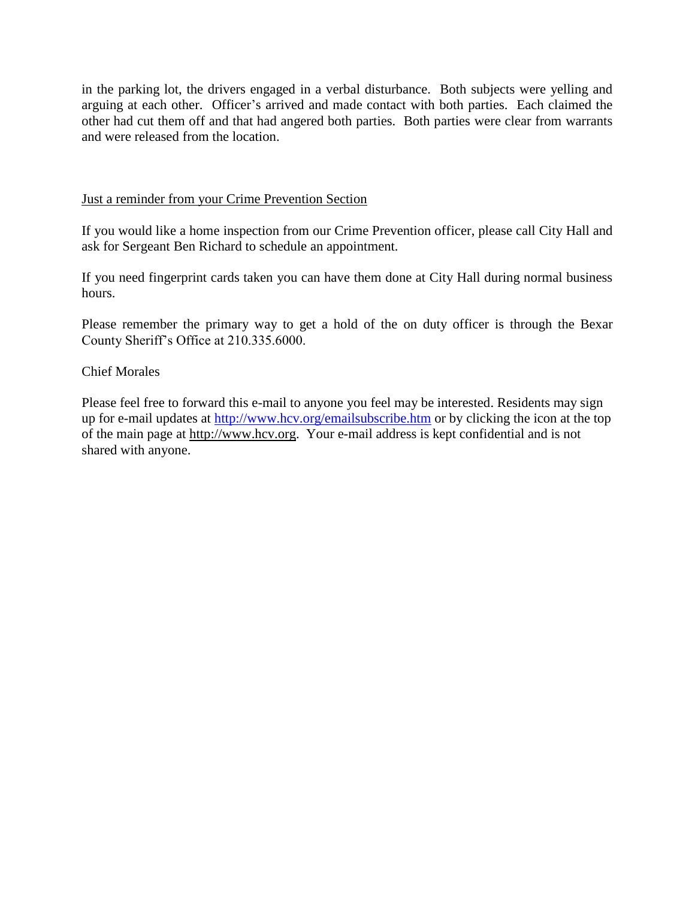in the parking lot, the drivers engaged in a verbal disturbance. Both subjects were yelling and arguing at each other. Officer's arrived and made contact with both parties. Each claimed the other had cut them off and that had angered both parties. Both parties were clear from warrants and were released from the location.

Just a reminder from your Crime Prevention Section

If you would like a home inspection from our Crime Prevention officer, please call City Hall and ask for Sergeant Ben Richard to schedule an appointment.

If you need fingerprint cards taken you can have them done at City Hall during normal business hours.

Please remember the primary way to get a hold of the on duty officer is through the Bexar County Sheriff's Office at 210.335.6000.

Chief Morales

Please feel free to forward this e-mail to anyone you feel may be interested. Residents may sign up for e-mail updates at http://www.hcv.org/emailsubscribe.htm or by clicking the icon at the top of the main page at http://www.hcv.org. Your e-mail address is kept confidential and is not shared with anyone.